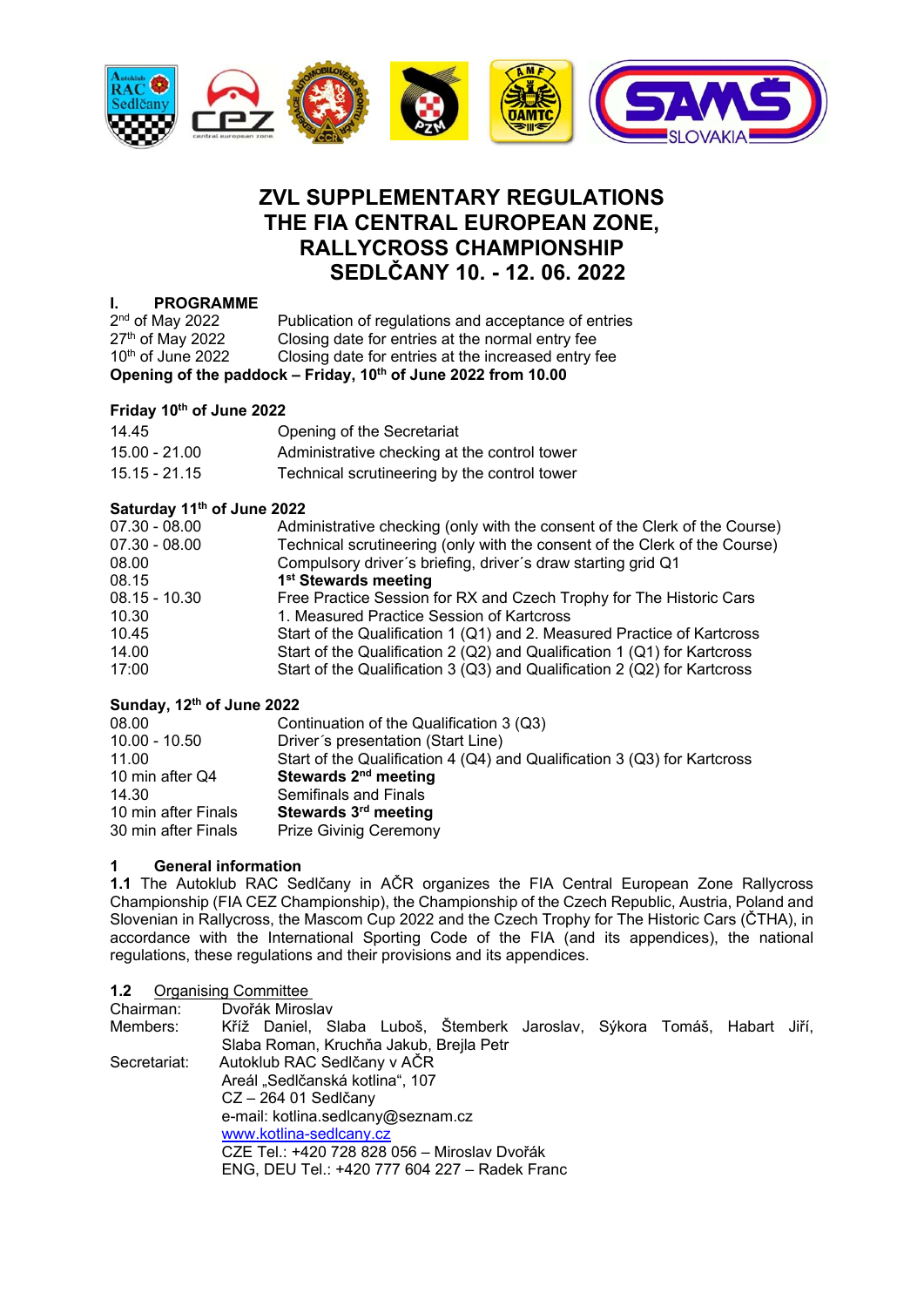# ZVL SUPPLEMENTARY REGULATIONS
# THE FIA CENTRAL EUROPEAN ZONE, RALLYCROSS CHAMPIONSHIP
# SEDLČANY 10. - 12. 06. 2022

## I. PROGRAMME

| | |
|---|---|
| 2nd of May 2022 | Publication of regulations and acceptance of entries |
| 27th of May 2022 | Closing date for entries at the normal entry fee |
| 10th of June 2022 | Closing date for entries at the increased entry fee |

**Opening of the paddock – Friday, 10th of June 2022 from 10.00**

**Friday 10th of June 2022**

| | |
|---|---|
| 14.45 | Opening of the Secretariat |
| 15.00 - 21.00 | Administrative checking at the control tower |
| 15.15 - 21.15 | Technical scrutineering by the control tower |

**Saturday 11th of June 2022**

| | |
|---|---|
| 07.30 - 08.00 | Administrative checking (only with the consent of the Clerk of the Course) |
| 07.30 - 08.00 | Technical scrutineering (only with the consent of the Clerk of the Course) |
| 08.00 | Compulsory driver´s briefing, driver´s draw starting grid Q1 |
| 08.15 | **1st Stewards meeting** |
| 08.15 - 10.30 | Free Practice Session for RX and Czech Trophy for The Historic Cars |
| 10.30 | 1. Measured Practice Session of Kartcross |
| 10.45 | Start of the Qualification 1 (Q1) and 2. Measured Practice of Kartcross |
| 14.00 | Start of the Qualification 2 (Q2) and Qualification 1 (Q1) for Kartcross |
| 17:00 | Start of the Qualification 3 (Q3) and Qualification 2 (Q2) for Kartcross |

**Sunday, 12th of June 2022**

| | |
|---|---|
| 08.00 | Continuation of the Qualification 3 (Q3) |
| 10.00 - 10.50 | Driver´s presentation (Start Line) |
| 11.00 | Start of the Qualification 4 (Q4) and Qualification 3 (Q3) for Kartcross |
| 10 min after Q4 | **Stewards 2nd meeting** |
| 14.30 | Semifinals and Finals |
| 10 min after Finals | **Stewards 3rd meeting** |
| 30 min after Finals | Prize Givinig Ceremony |

## 1 General information

**1.1** The Autoklub RAC Sedlčany in AČR organizes the FIA Central European Zone Rallycross Championship (FIA CEZ Championship), the Championship of the Czech Republic, Austria, Poland and Slovenian in Rallycross, the Mascom Cup 2022 and the Czech Trophy for The Historic Cars (ČTHA), in accordance with the International Sporting Code of the FIA (and its appendices), the national regulations, these regulations and their provisions and its appendices.

**1.2** Organising Committee

Chairman: Dvořák Miroslav

Members: Kříž Daniel, Slaba Luboš, Štemberk Jaroslav, Sýkora Tomáš, Habart Jiří, Slaba Roman, Kruchňa Jakub, Brejla Petr

Secretariat: Autoklub RAC Sedlčany v AČR
Areál „Sedlčanská kotlina", 107
CZ – 264 01 Sedlčany
e-mail: kotlina.sedlcany@seznam.cz
www.kotlina-sedlcany.cz
CZE Tel.: +420 728 828 056 – Miroslav Dvořák
ENG, DEU Tel.: +420 777 604 227 – Radek Franc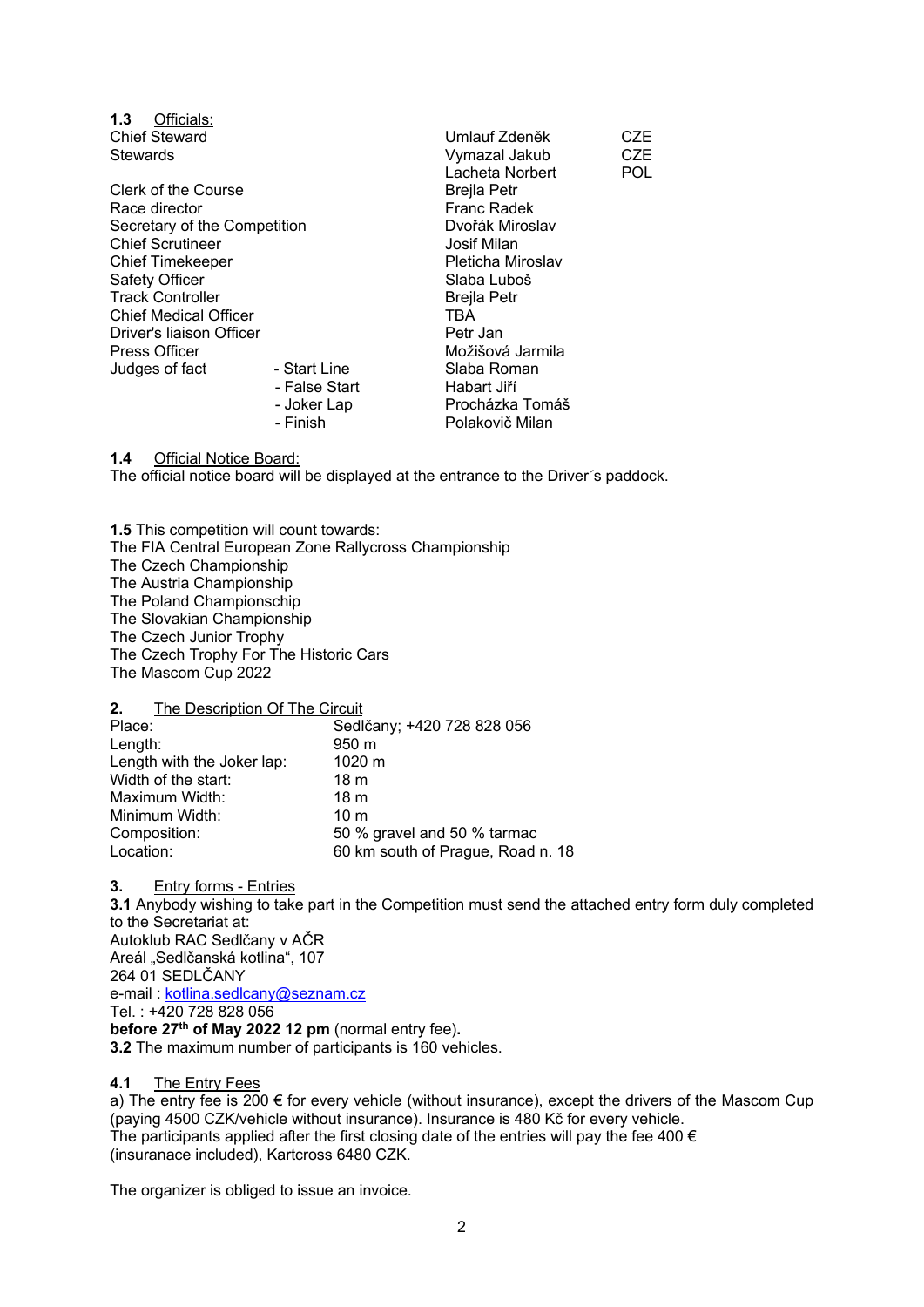**1.3** Officials:

| | | | |
|---|---|---|---|
| Chief Steward | | Umlauf Zdeněk | CZE |
| Stewards | | Vymazal Jakub | CZE |
| | | Lacheta Norbert | POL |
| Clerk of the Course | | Brejla Petr | |
| Race director | | Franc Radek | |
| Secretary of the Competition | | Dvořák Miroslav | |
| Chief Scrutineer | | Josif Milan | |
| Chief Timekeeper | | Pleticha Miroslav | |
| Safety Officer | | Slaba Luboš | |
| Track Controller | | Brejla Petr | |
| Chief Medical Officer | | TBA | |
| Driver's liaison Officer | | Petr Jan | |
| Press Officer | | Možišová Jarmila | |
| Judges of fact | - Start Line | Slaba Roman | |
| | - False Start | Habart Jiří | |
| | - Joker Lap | Procházka Tomáš | |
| | - Finish | Polakovič Milan | |

**1.4** Official Notice Board:

The official notice board will be displayed at the entrance to the Driver´s paddock.

**1.5** This competition will count towards:
The FIA Central European Zone Rallycross Championship
The Czech Championship
The Austria Championship
The Poland Championschip
The Slovakian Championship
The Czech Junior Trophy
The Czech Trophy For The Historic Cars
The Mascom Cup 2022

**2.** The Description Of The Circuit

| | |
|---|---|
| Place: | Sedlčany; +420 728 828 056 |
| Length: | 950 m |
| Length with the Joker lap: | 1020 m |
| Width of the start: | 18 m |
| Maximum Width: | 18 m |
| Minimum Width: | 10 m |
| Composition: | 50 % gravel and 50 % tarmac |
| Location: | 60 km south of Prague, Road n. 18 |

**3.** Entry forms - Entries

**3.1** Anybody wishing to take part in the Competition must send the attached entry form duly completed to the Secretariat at:
Autoklub RAC Sedlčany v AČR
Areál „Sedlčanská kotlina", 107
264 01 SEDLČANY
e-mail : kotlina.sedlcany@seznam.cz
Tel. : +420 728 828 056
**before 27th of May 2022 12 pm** (normal entry fee)**.**

**3.2** The maximum number of participants is 160 vehicles.

**4.1** The Entry Fees

a) The entry fee is 200 € for every vehicle (without insurance), except the drivers of the Mascom Cup (paying 4500 CZK/vehicle without insurance). Insurance is 480 Kč for every vehicle.
The participants applied after the first closing date of the entries will pay the fee 400 € (insuranace included), Kartcross 6480 CZK.

The organizer is obliged to issue an invoice.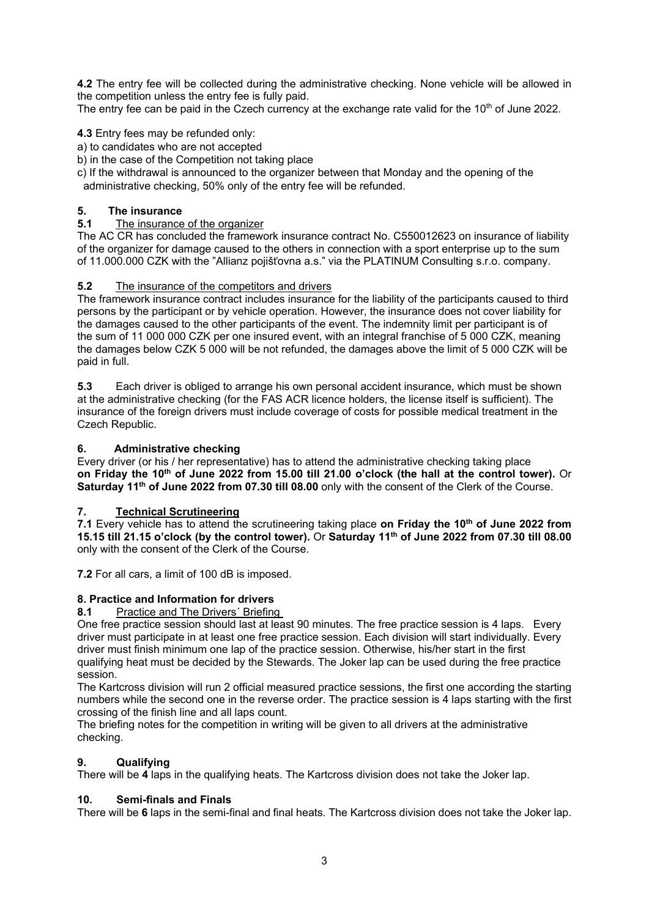**4.2** The entry fee will be collected during the administrative checking. None vehicle will be allowed in the competition unless the entry fee is fully paid.
The entry fee can be paid in the Czech currency at the exchange rate valid for the 10th of June 2022.

**4.3** Entry fees may be refunded only:

a) to candidates who are not accepted
b) in the case of the Competition not taking place
c) If the withdrawal is announced to the organizer between that Monday and the opening of the administrative checking, 50% only of the entry fee will be refunded.

## 5. The insurance

### 5.1 The insurance of the organizer

The AC CR has concluded the framework insurance contract No. C550012623 on insurance of liability of the organizer for damage caused to the others in connection with a sport enterprise up to the sum of 11.000.000 CZK with the "Allianz pojišťovna a.s." via the PLATINUM Consulting s.r.o. company.

### 5.2 The insurance of the competitors and drivers

The framework insurance contract includes insurance for the liability of the participants caused to third persons by the participant or by vehicle operation. However, the insurance does not cover liability for the damages caused to the other participants of the event. The indemnity limit per participant is of the sum of 11 000 000 CZK per one insured event, with an integral franchise of 5 000 CZK, meaning the damages below CZK 5 000 will be not refunded, the damages above the limit of 5 000 CZK will be paid in full.

**5.3** Each driver is obliged to arrange his own personal accident insurance, which must be shown at the administrative checking (for the FAS ACR licence holders, the license itself is sufficient). The insurance of the foreign drivers must include coverage of costs for possible medical treatment in the Czech Republic.

## 6. Administrative checking

Every driver (or his / her representative) has to attend the administrative checking taking place **on Friday the 10th of June 2022 from 15.00 till 21.00 o'clock (the hall at the control tower).** Or **Saturday 11th of June 2022 from 07.30 till 08.00** only with the consent of the Clerk of the Course.

## 7. Technical Scrutineering

**7.1** Every vehicle has to attend the scrutineering taking place **on Friday the 10th of June 2022 from 15.15 till 21.15 o'clock (by the control tower).** Or **Saturday 11th of June 2022 from 07.30 till 08.00** only with the consent of the Clerk of the Course.

**7.2** For all cars, a limit of 100 dB is imposed.

## 8. Practice and Information for drivers

### 8.1 Practice and The Drivers´ Briefing

One free practice session should last at least 90 minutes. The free practice session is 4 laps. Every driver must participate in at least one free practice session. Each division will start individually. Every driver must finish minimum one lap of the practice session. Otherwise, his/her start in the first qualifying heat must be decided by the Stewards. The Joker lap can be used during the free practice session.

The Kartcross division will run 2 official measured practice sessions, the first one according the starting numbers while the second one in the reverse order. The practice session is 4 laps starting with the first crossing of the finish line and all laps count.

The briefing notes for the competition in writing will be given to all drivers at the administrative checking.

## 9. Qualifying

There will be **4** laps in the qualifying heats. The Kartcross division does not take the Joker lap.

## 10. Semi-finals and Finals

There will be **6** laps in the semi-final and final heats. The Kartcross division does not take the Joker lap.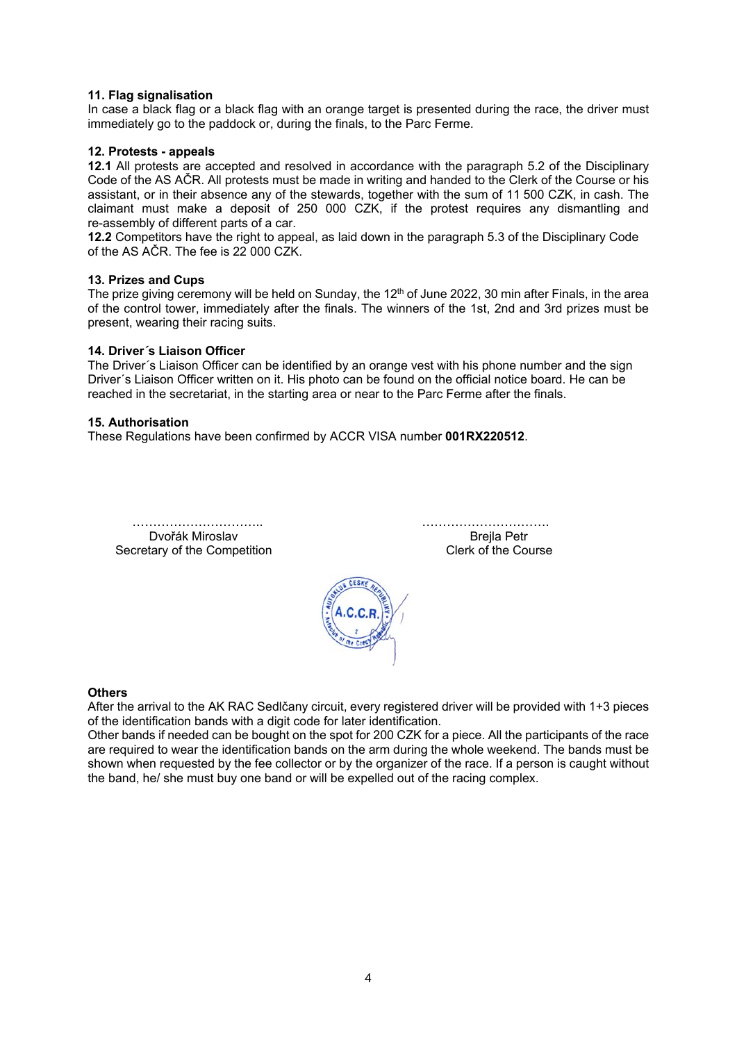### 11. Flag signalisation

In case a black flag or a black flag with an orange target is presented during the race, the driver must immediately go to the paddock or, during the finals, to the Parc Ferme.

### 12. Protests - appeals

**12.1** All protests are accepted and resolved in accordance with the paragraph 5.2 of the Disciplinary Code of the AS AČR. All protests must be made in writing and handed to the Clerk of the Course or his assistant, or in their absence any of the stewards, together with the sum of 11 500 CZK, in cash. The claimant must make a deposit of 250 000 CZK, if the protest requires any dismantling and re-assembly of different parts of a car.

**12.2** Competitors have the right to appeal, as laid down in the paragraph 5.3 of the Disciplinary Code of the AS AČR. The fee is 22 000 CZK.

### 13. Prizes and Cups

The prize giving ceremony will be held on Sunday, the 12th of June 2022, 30 min after Finals, in the area of the control tower, immediately after the finals. The winners of the 1st, 2nd and 3rd prizes must be present, wearing their racing suits.

### 14. Driver´s Liaison Officer

The Driver´s Liaison Officer can be identified by an orange vest with his phone number and the sign Driver´s Liaison Officer written on it. His photo can be found on the official notice board. He can be reached in the secretariat, in the starting area or near to the Parc Ferme after the finals.

### 15. Authorisation

These Regulations have been confirmed by ACCR VISA number **001RX220512**.

…………………………..
Dvořák Miroslav
Secretary of the Competition

………………………….
Brejla Petr
Clerk of the Course

### Others

After the arrival to the AK RAC Sedlčany circuit, every registered driver will be provided with 1+3 pieces of the identification bands with a digit code for later identification.

Other bands if needed can be bought on the spot for 200 CZK for a piece. All the participants of the race are required to wear the identification bands on the arm during the whole weekend. The bands must be shown when requested by the fee collector or by the organizer of the race. If a person is caught without the band, he/ she must buy one band or will be expelled out of the racing complex.